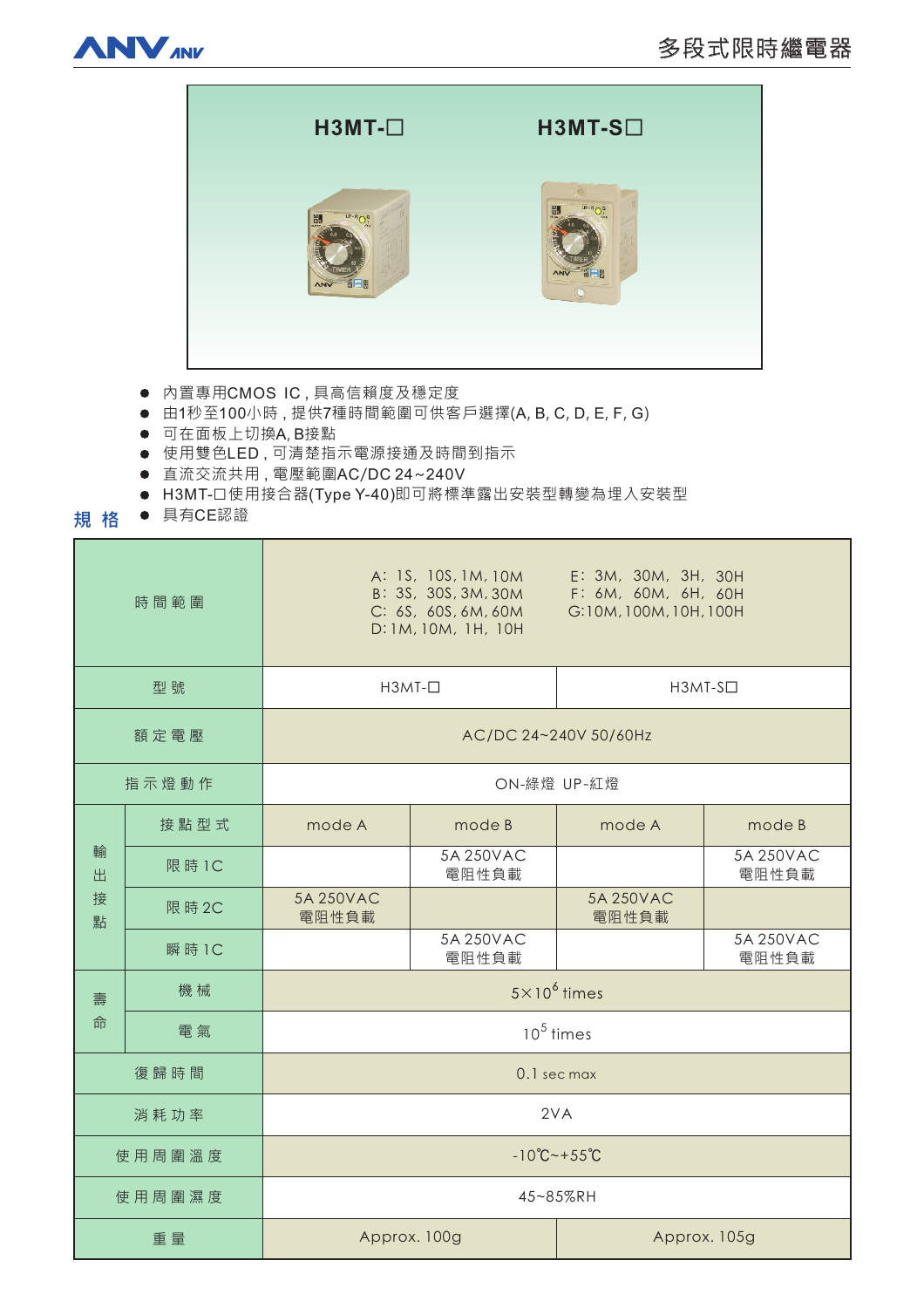# 多段式限時繼電器

H3MT-□　　H3MT-S□

- 內置專用CMOS IC，具高信賴度及穩定度
- 由1秒至100小時，提供7種時間範圍可供客戶選擇(A, B, C, D, E, F, G)
- 可在面板上切換A, B接點
- 使用雙色LED，可清楚指示電源接通及時間到指示
- 直流交流共用，電壓範圍AC/DC 24~240V
- H3MT-□使用接合器(Type Y-40)即可將標準露出安裝型轉變為埋入安裝型
- 具有CE認證

## 規 格

| 項目 | | | | | |
|---|---|---|---|---|---|
| 時間範圍 | | A: 1S, 10S, 1M, 10M<br>B: 3S, 30S, 3M, 30M<br>C: 6S, 60S, 6M, 60M<br>D: 1M, 10M, 1H, 10H<br>E: 3M, 30M, 3H, 30H<br>F: 6M, 60M, 6H, 60H<br>G: 10M, 100M, 10H, 100H | | | |
| 型號 | | H3MT-□ | | H3MT-S□ | |
| 額定電壓 | | AC/DC 24~240V 50/60Hz | | | |
| 指示燈動作 | | ON-綠燈 UP-紅燈 | | | |
| 輸出接點 | 接點型式 | mode A | mode B | mode A | mode B |
| | 限時1C | | 5A 250VAC 電阻性負載 | | 5A 250VAC 電阻性負載 |
| | 限時2C | 5A 250VAC 電阻性負載 | | 5A 250VAC 電阻性負載 | |
| | 瞬時1C | | 5A 250VAC 電阻性負載 | | 5A 250VAC 電阻性負載 |
| 壽命 | 機械 | $5\times10^{6}$ times | | | |
| | 電氣 | $10^{5}$ times | | | |
| 復歸時間 | | 0.1 sec max | | | |
| 消耗功率 | | 2VA | | | |
| 使用周圍溫度 | | -10℃~+55℃ | | | |
| 使用周圍濕度 | | 45~85%RH | | | |
| 重量 | | Approx. 100g | | Approx. 105g | |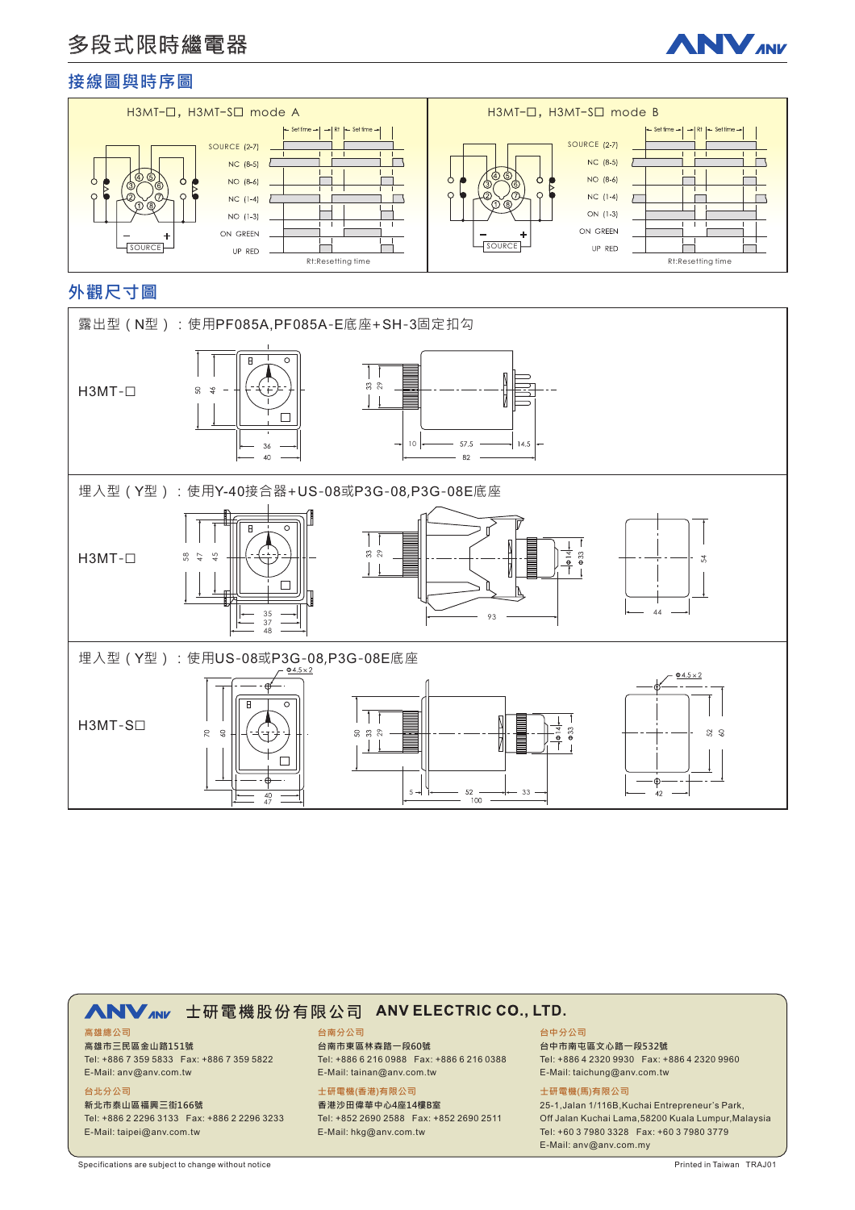# 多段式限時繼電器

## 接線圖與時序圖

H3MT-□, H3MT-S□ mode A

Set time | Rt | Set time

SOURCE (2-7)
NC (8-5)
NO (8-6)
NC (1-4)
NO (1-3)
ON GREEN
UP RED

SOURCE

Rt:Resetting time

H3MT-□, H3MT-S□ mode B

Set time | Rt | Set time

SOURCE (2-7)
NC (8-5)
NO (8-6)
NC (1-4)
ON (1-3)
ON GREEN
UP RED

SOURCE

Rt:Resetting time

## 外觀尺寸圖

露出型（N型）：使用PF085A,PF085A-E底座+SH-3固定扣勾

H3MT-□

50 46 36 40 33 29 10 57.5 14.5 82

埋入型（Y型）：使用Y-40接合器+US-08或P3G-08,P3G-08E底座

H3MT-□

58 47 45 35 37 48 33 29 93 Φ14 Φ33 54 44

埋入型（Y型）：使用US-08或P3G-08,P3G-08E底座

H3MT-S□

Φ4.5×2 70 60 40 47 50 33 29 5 52 100 33 Φ14 Φ33 Φ4.5×2 52 60 42

---

**ANV** 士研電機股份有限公司 **ANV ELECTRIC CO., LTD.**

高雄總公司
**高雄市三民區金山路151號**
Tel: +886 7 359 5833 Fax: +886 7 359 5822
E-Mail: anv@anv.com.tw

台南分公司
**台南市東區林森路一段60號**
Tel: +886 6 216 0988 Fax: +886 6 216 0388
E-Mail: tainan@anv.com.tw

台中分公司
**台中市南屯區文心路一段532號**
Tel: +886 4 2320 9930 Fax: +886 4 2320 9960
E-Mail: taichung@anv.com.tw

台北分公司
**新北市泰山區福興三街166號**
Tel: +886 2 2296 3133 Fax: +886 2 2296 3233
E-Mail: taipei@anv.com.tw

士研電機(香港)有限公司
**香港沙田偉華中心4座14樓B室**
Tel: +852 2690 2588 Fax: +852 2690 2511
E-Mail: hkg@anv.com.tw

士研電機(馬)有限公司
25-1,Jalan 1/116B,Kuchai Entrepreneur's Park,
Off Jalan Kuchai Lama,58200 Kuala Lumpur,Malaysia
Tel: +60 3 7980 3328 Fax: +60 3 7980 3779
E-Mail: anv@anv.com.my

Specifications are subject to change without notice

Printed in Taiwan TRAJ01